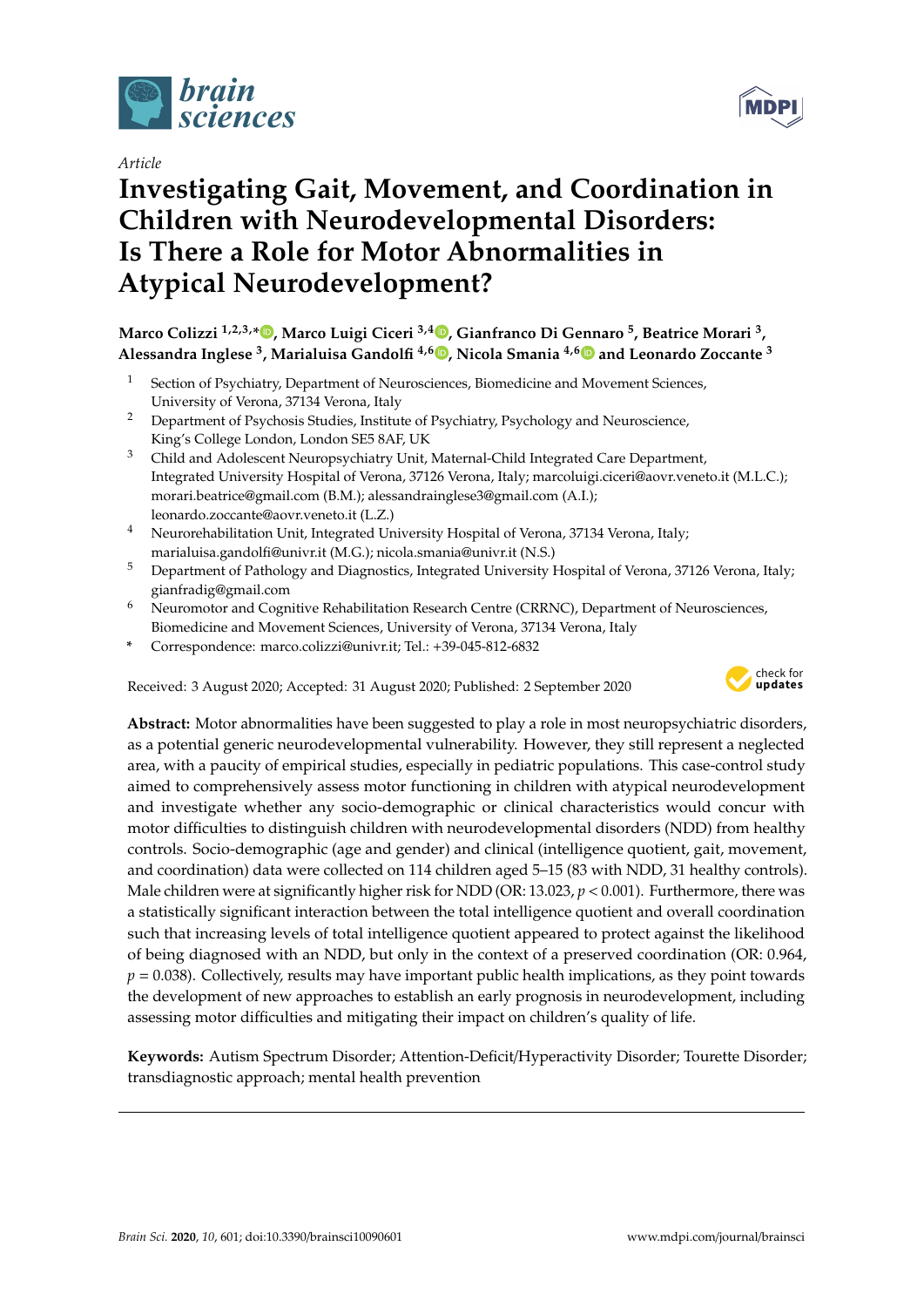*Article*

# Investigating Gait, Movement, and Coordination in Children with Neurodevelopmental Disorders: Is There a Role for Motor Abnormalities in Atypical Neurodevelopment?

**Marco Colizzi [1,2,3,*], Marco Luigi Ciceri [3,4], Gianfranco Di Gennaro [5], Beatrice Morari [3], Alessandra Inglese [3], Marialuisa Gandolfi [4,6], Nicola Smania [4,6] and Leonardo Zoccante [3]**

1. Section of Psychiatry, Department of Neurosciences, Biomedicine and Movement Sciences, University of Verona, 37134 Verona, Italy
2. Department of Psychosis Studies, Institute of Psychiatry, Psychology and Neuroscience, King's College London, London SE5 8AF, UK
3. Child and Adolescent Neuropsychiatry Unit, Maternal-Child Integrated Care Department, Integrated University Hospital of Verona, 37126 Verona, Italy; marcoluigi.ciceri@aovr.veneto.it (M.L.C.); morari.beatrice@gmail.com (B.M.); alessandrainglese3@gmail.com (A.I.); leonardo.zoccante@aovr.veneto.it (L.Z.)
4. Neurorehabilitation Unit, Integrated University Hospital of Verona, 37134 Verona, Italy; marialuisa.gandolfi@univr.it (M.G.); nicola.smania@univr.it (N.S.)
5. Department of Pathology and Diagnostics, Integrated University Hospital of Verona, 37126 Verona, Italy; gianfradig@gmail.com
6. Neuromotor and Cognitive Rehabilitation Research Centre (CRRNC), Department of Neurosciences, Biomedicine and Movement Sciences, University of Verona, 37134 Verona, Italy

\* Correspondence: marco.colizzi@univr.it; Tel.: +39-045-812-6832

Received: 3 August 2020; Accepted: 31 August 2020; Published: 2 September 2020

**Abstract:** Motor abnormalities have been suggested to play a role in most neuropsychiatric disorders, as a potential generic neurodevelopmental vulnerability. However, they still represent a neglected area, with a paucity of empirical studies, especially in pediatric populations. This case-control study aimed to comprehensively assess motor functioning in children with atypical neurodevelopment and investigate whether any socio-demographic or clinical characteristics would concur with motor difficulties to distinguish children with neurodevelopmental disorders (NDD) from healthy controls. Socio-demographic (age and gender) and clinical (intelligence quotient, gait, movement, and coordination) data were collected on 114 children aged 5–15 (83 with NDD, 31 healthy controls). Male children were at significantly higher risk for NDD (OR: 13.023, $p < 0.001$). Furthermore, there was a statistically significant interaction between the total intelligence quotient and overall coordination such that increasing levels of total intelligence quotient appeared to protect against the likelihood of being diagnosed with an NDD, but only in the context of a preserved coordination (OR: 0.964, $p = 0.038$). Collectively, results may have important public health implications, as they point towards the development of new approaches to establish an early prognosis in neurodevelopment, including assessing motor difficulties and mitigating their impact on children's quality of life.

**Keywords:** Autism Spectrum Disorder; Attention-Deficit/Hyperactivity Disorder; Tourette Disorder; transdiagnostic approach; mental health prevention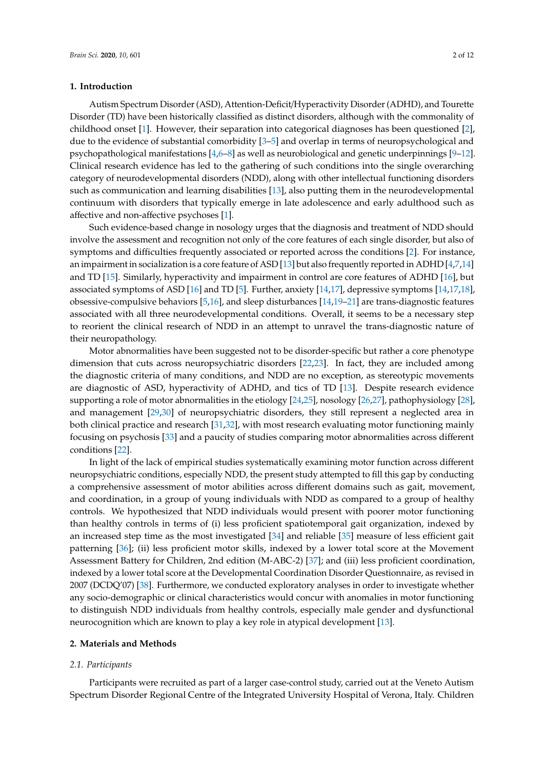## 1. Introduction

Autism Spectrum Disorder (ASD), Attention-Deficit/Hyperactivity Disorder (ADHD), and Tourette Disorder (TD) have been historically classified as distinct disorders, although with the commonality of childhood onset [1]. However, their separation into categorical diagnoses has been questioned [2], due to the evidence of substantial comorbidity [3–5] and overlap in terms of neuropsychological and psychopathological manifestations [4,6–8] as well as neurobiological and genetic underpinnings [9–12]. Clinical research evidence has led to the gathering of such conditions into the single overarching category of neurodevelopmental disorders (NDD), along with other intellectual functioning disorders such as communication and learning disabilities [13], also putting them in the neurodevelopmental continuum with disorders that typically emerge in late adolescence and early adulthood such as affective and non-affective psychoses [1].

Such evidence-based change in nosology urges that the diagnosis and treatment of NDD should involve the assessment and recognition not only of the core features of each single disorder, but also of symptoms and difficulties frequently associated or reported across the conditions [2]. For instance, an impairment in socialization is a core feature of ASD [13] but also frequently reported in ADHD [4,7,14] and TD [15]. Similarly, hyperactivity and impairment in control are core features of ADHD [16], but associated symptoms of ASD [16] and TD [5]. Further, anxiety [14,17], depressive symptoms [14,17,18], obsessive-compulsive behaviors [5,16], and sleep disturbances [14,19–21] are trans-diagnostic features associated with all three neurodevelopmental conditions. Overall, it seems to be a necessary step to reorient the clinical research of NDD in an attempt to unravel the trans-diagnostic nature of their neuropathology.

Motor abnormalities have been suggested not to be disorder-specific but rather a core phenotype dimension that cuts across neuropsychiatric disorders [22,23]. In fact, they are included among the diagnostic criteria of many conditions, and NDD are no exception, as stereotypic movements are diagnostic of ASD, hyperactivity of ADHD, and tics of TD [13]. Despite research evidence supporting a role of motor abnormalities in the etiology [24,25], nosology [26,27], pathophysiology [28], and management [29,30] of neuropsychiatric disorders, they still represent a neglected area in both clinical practice and research [31,32], with most research evaluating motor functioning mainly focusing on psychosis [33] and a paucity of studies comparing motor abnormalities across different conditions [22].

In light of the lack of empirical studies systematically examining motor function across different neuropsychiatric conditions, especially NDD, the present study attempted to fill this gap by conducting a comprehensive assessment of motor abilities across different domains such as gait, movement, and coordination, in a group of young individuals with NDD as compared to a group of healthy controls. We hypothesized that NDD individuals would present with poorer motor functioning than healthy controls in terms of (i) less proficient spatiotemporal gait organization, indexed by an increased step time as the most investigated [34] and reliable [35] measure of less efficient gait patterning [36]; (ii) less proficient motor skills, indexed by a lower total score at the Movement Assessment Battery for Children, 2nd edition (M-ABC-2) [37]; and (iii) less proficient coordination, indexed by a lower total score at the Developmental Coordination Disorder Questionnaire, as revised in 2007 (DCDQ'07) [38]. Furthermore, we conducted exploratory analyses in order to investigate whether any socio-demographic or clinical characteristics would concur with anomalies in motor functioning to distinguish NDD individuals from healthy controls, especially male gender and dysfunctional neurocognition which are known to play a key role in atypical development [13].

## 2. Materials and Methods

### 2.1. Participants

Participants were recruited as part of a larger case-control study, carried out at the Veneto Autism Spectrum Disorder Regional Centre of the Integrated University Hospital of Verona, Italy. Children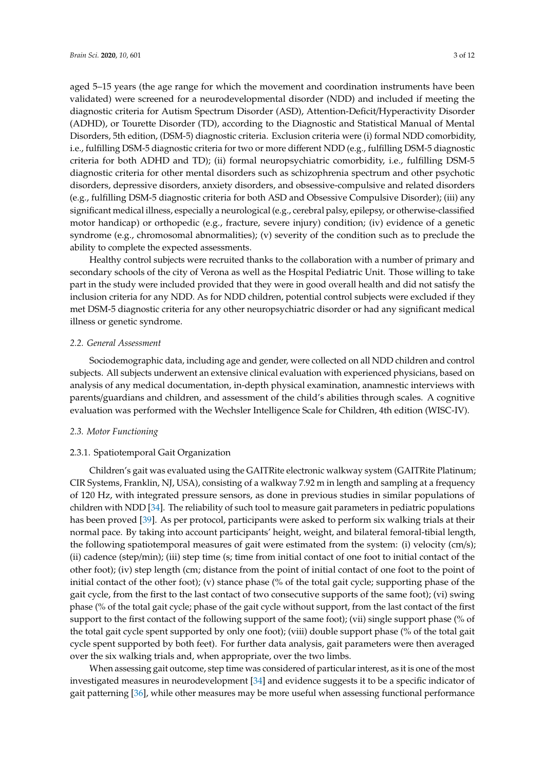aged 5–15 years (the age range for which the movement and coordination instruments have been validated) were screened for a neurodevelopmental disorder (NDD) and included if meeting the diagnostic criteria for Autism Spectrum Disorder (ASD), Attention-Deficit/Hyperactivity Disorder (ADHD), or Tourette Disorder (TD), according to the Diagnostic and Statistical Manual of Mental Disorders, 5th edition, (DSM-5) diagnostic criteria. Exclusion criteria were (i) formal NDD comorbidity, i.e., fulfilling DSM-5 diagnostic criteria for two or more different NDD (e.g., fulfilling DSM-5 diagnostic criteria for both ADHD and TD); (ii) formal neuropsychiatric comorbidity, i.e., fulfilling DSM-5 diagnostic criteria for other mental disorders such as schizophrenia spectrum and other psychotic disorders, depressive disorders, anxiety disorders, and obsessive-compulsive and related disorders (e.g., fulfilling DSM-5 diagnostic criteria for both ASD and Obsessive Compulsive Disorder); (iii) any significant medical illness, especially a neurological (e.g., cerebral palsy, epilepsy, or otherwise-classified motor handicap) or orthopedic (e.g., fracture, severe injury) condition; (iv) evidence of a genetic syndrome (e.g., chromosomal abnormalities); (v) severity of the condition such as to preclude the ability to complete the expected assessments.

Healthy control subjects were recruited thanks to the collaboration with a number of primary and secondary schools of the city of Verona as well as the Hospital Pediatric Unit. Those willing to take part in the study were included provided that they were in good overall health and did not satisfy the inclusion criteria for any NDD. As for NDD children, potential control subjects were excluded if they met DSM-5 diagnostic criteria for any other neuropsychiatric disorder or had any significant medical illness or genetic syndrome.

### *2.2. General Assessment*

Sociodemographic data, including age and gender, were collected on all NDD children and control subjects. All subjects underwent an extensive clinical evaluation with experienced physicians, based on analysis of any medical documentation, in-depth physical examination, anamnestic interviews with parents/guardians and children, and assessment of the child's abilities through scales. A cognitive evaluation was performed with the Wechsler Intelligence Scale for Children, 4th edition (WISC-IV).

### *2.3. Motor Functioning*

#### 2.3.1. Spatiotemporal Gait Organization

Children's gait was evaluated using the GAITRite electronic walkway system (GAITRite Platinum; CIR Systems, Franklin, NJ, USA), consisting of a walkway 7.92 m in length and sampling at a frequency of 120 Hz, with integrated pressure sensors, as done in previous studies in similar populations of children with NDD [34]. The reliability of such tool to measure gait parameters in pediatric populations has been proved [39]. As per protocol, participants were asked to perform six walking trials at their normal pace. By taking into account participants' height, weight, and bilateral femoral-tibial length, the following spatiotemporal measures of gait were estimated from the system: (i) velocity (cm/s); (ii) cadence (step/min); (iii) step time (s; time from initial contact of one foot to initial contact of the other foot); (iv) step length (cm; distance from the point of initial contact of one foot to the point of initial contact of the other foot); (v) stance phase (% of the total gait cycle; supporting phase of the gait cycle, from the first to the last contact of two consecutive supports of the same foot); (vi) swing phase (% of the total gait cycle; phase of the gait cycle without support, from the last contact of the first support to the first contact of the following support of the same foot); (vii) single support phase (% of the total gait cycle spent supported by only one foot); (viii) double support phase (% of the total gait cycle spent supported by both feet). For further data analysis, gait parameters were then averaged over the six walking trials and, when appropriate, over the two limbs.

When assessing gait outcome, step time was considered of particular interest, as it is one of the most investigated measures in neurodevelopment [34] and evidence suggests it to be a specific indicator of gait patterning [36], while other measures may be more useful when assessing functional performance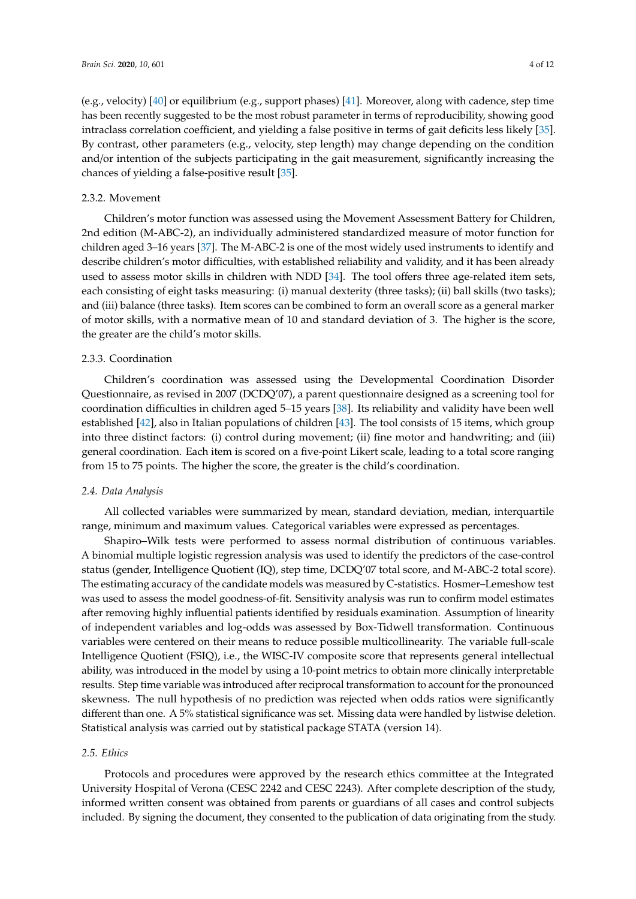(e.g., velocity) [40] or equilibrium (e.g., support phases) [41]. Moreover, along with cadence, step time has been recently suggested to be the most robust parameter in terms of reproducibility, showing good intraclass correlation coefficient, and yielding a false positive in terms of gait deficits less likely [35]. By contrast, other parameters (e.g., velocity, step length) may change depending on the condition and/or intention of the subjects participating in the gait measurement, significantly increasing the chances of yielding a false-positive result [35].

#### 2.3.2. Movement

Children's motor function was assessed using the Movement Assessment Battery for Children, 2nd edition (M-ABC-2), an individually administered standardized measure of motor function for children aged 3–16 years [37]. The M-ABC-2 is one of the most widely used instruments to identify and describe children's motor difficulties, with established reliability and validity, and it has been already used to assess motor skills in children with NDD [34]. The tool offers three age-related item sets, each consisting of eight tasks measuring: (i) manual dexterity (three tasks); (ii) ball skills (two tasks); and (iii) balance (three tasks). Item scores can be combined to form an overall score as a general marker of motor skills, with a normative mean of 10 and standard deviation of 3. The higher is the score, the greater are the child's motor skills.

#### 2.3.3. Coordination

Children's coordination was assessed using the Developmental Coordination Disorder Questionnaire, as revised in 2007 (DCDQ'07), a parent questionnaire designed as a screening tool for coordination difficulties in children aged 5–15 years [38]. Its reliability and validity have been well established [42], also in Italian populations of children [43]. The tool consists of 15 items, which group into three distinct factors: (i) control during movement; (ii) fine motor and handwriting; and (iii) general coordination. Each item is scored on a five-point Likert scale, leading to a total score ranging from 15 to 75 points. The higher the score, the greater is the child's coordination.

### *2.4. Data Analysis*

All collected variables were summarized by mean, standard deviation, median, interquartile range, minimum and maximum values. Categorical variables were expressed as percentages.

Shapiro–Wilk tests were performed to assess normal distribution of continuous variables. A binomial multiple logistic regression analysis was used to identify the predictors of the case-control status (gender, Intelligence Quotient (IQ), step time, DCDQ'07 total score, and M-ABC-2 total score). The estimating accuracy of the candidate models was measured by C-statistics. Hosmer–Lemeshow test was used to assess the model goodness-of-fit. Sensitivity analysis was run to confirm model estimates after removing highly influential patients identified by residuals examination. Assumption of linearity of independent variables and log-odds was assessed by Box-Tidwell transformation. Continuous variables were centered on their means to reduce possible multicollinearity. The variable full-scale Intelligence Quotient (FSIQ), i.e., the WISC-IV composite score that represents general intellectual ability, was introduced in the model by using a 10-point metrics to obtain more clinically interpretable results. Step time variable was introduced after reciprocal transformation to account for the pronounced skewness. The null hypothesis of no prediction was rejected when odds ratios were significantly different than one. A 5% statistical significance was set. Missing data were handled by listwise deletion. Statistical analysis was carried out by statistical package STATA (version 14).

### *2.5. Ethics*

Protocols and procedures were approved by the research ethics committee at the Integrated University Hospital of Verona (CESC 2242 and CESC 2243). After complete description of the study, informed written consent was obtained from parents or guardians of all cases and control subjects included. By signing the document, they consented to the publication of data originating from the study.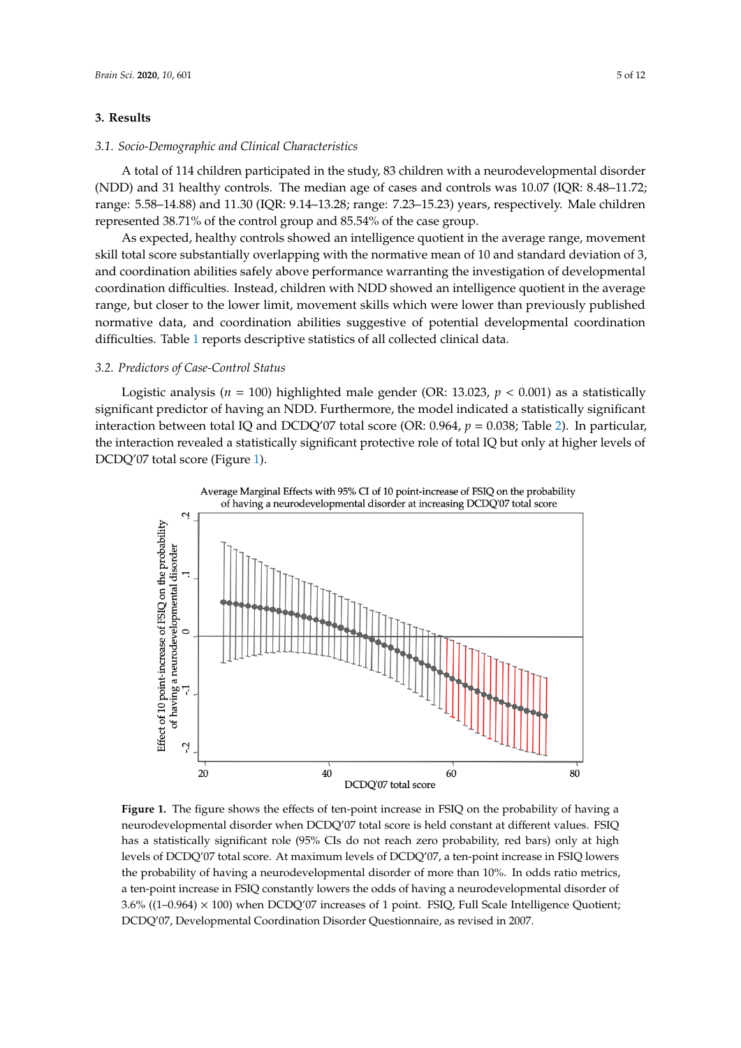## 3. Results

### 3.1. Socio-Demographic and Clinical Characteristics

A total of 114 children participated in the study, 83 children with a neurodevelopmental disorder (NDD) and 31 healthy controls. The median age of cases and controls was 10.07 (IQR: 8.48–11.72; range: 5.58–14.88) and 11.30 (IQR: 9.14–13.28; range: 7.23–15.23) years, respectively. Male children represented 38.71% of the control group and 85.54% of the case group.

As expected, healthy controls showed an intelligence quotient in the average range, movement skill total score substantially overlapping with the normative mean of 10 and standard deviation of 3, and coordination abilities safely above performance warranting the investigation of developmental coordination difficulties. Instead, children with NDD showed an intelligence quotient in the average range, but closer to the lower limit, movement skills which were lower than previously published normative data, and coordination abilities suggestive of potential developmental coordination difficulties. Table 1 reports descriptive statistics of all collected clinical data.

### 3.2. Predictors of Case-Control Status

Logistic analysis ($n$ = 100) highlighted male gender (OR: 13.023, $p < 0.001$) as a statistically significant predictor of having an NDD. Furthermore, the model indicated a statistically significant interaction between total IQ and DCDQ'07 total score (OR: 0.964, $p = 0.038$; Table 2). In particular, the interaction revealed a statistically significant protective role of total IQ but only at higher levels of DCDQ'07 total score (Figure 1).

**Figure 1.** The figure shows the effects of ten-point increase in FSIQ on the probability of having a neurodevelopmental disorder when DCDQ'07 total score is held constant at different values. FSIQ has a statistically significant role (95% CIs do not reach zero probability, red bars) only at high levels of DCDQ'07 total score. At maximum levels of DCDQ'07, a ten-point increase in FSIQ lowers the probability of having a neurodevelopmental disorder of more than 10%. In odds ratio metrics, a ten-point increase in FSIQ constantly lowers the odds of having a neurodevelopmental disorder of 3.6% ((1–0.964) × 100) when DCDQ'07 increases of 1 point. FSIQ, Full Scale Intelligence Quotient; DCDQ'07, Developmental Coordination Disorder Questionnaire, as revised in 2007.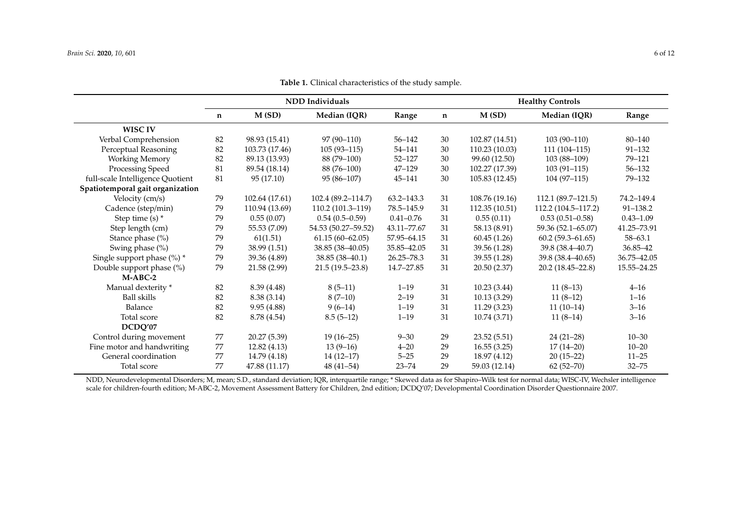**Table 1.** Clinical characteristics of the study sample.

| | NDD Individuals | | | | Healthy Controls | | | |
|---|---|---|---|---|---|---|---|---|
| | n | M (SD) | Median (IQR) | Range | n | M (SD) | Median (IQR) | Range |
| **WISC IV** | | | | | | | | |
| Verbal Comprehension | 82 | 98.93 (15.41) | 97 (90–110) | 56–142 | 30 | 102.87 (14.51) | 103 (90–110) | 80–140 |
| Perceptual Reasoning | 82 | 103.73 (17.46) | 105 (93–115) | 54–141 | 30 | 110.23 (10.03) | 111 (104–115) | 91–132 |
| Working Memory | 82 | 89.13 (13.93) | 88 (79–100) | 52–127 | 30 | 99.60 (12.50) | 103 (88–109) | 79–121 |
| Processing Speed | 81 | 89.54 (18.14) | 88 (76–100) | 47–129 | 30 | 102.27 (17.39) | 103 (91–115) | 56–132 |
| full-scale Intelligence Quotient | 81 | 95 (17.10) | 95 (86–107) | 45–141 | 30 | 105.83 (12.45) | 104 (97–115) | 79–132 |
| **Spatiotemporal gait organization** | | | | | | | | |
| Velocity (cm/s) | 79 | 102.64 (17.61) | 102.4 (89.2–114.7) | 63.2–143.3 | 31 | 108.76 (19.16) | 112.1 (89.7–121.5) | 74.2–149.4 |
| Cadence (step/min) | 79 | 110.94 (13.69) | 110.2 (101.3–119) | 78.5–145.9 | 31 | 112.35 (10.51) | 112.2 (104.5–117.2) | 91–138.2 |
| Step time (s) * | 79 | 0.55 (0.07) | 0.54 (0.5–0.59) | 0.41–0.76 | 31 | 0.55 (0.11) | 0.53 (0.51–0.58) | 0.43–1.09 |
| Step length (cm) | 79 | 55.53 (7.09) | 54.53 (50.27–59.52) | 43.11–77.67 | 31 | 58.13 (8.91) | 59.36 (52.1–65.07) | 41.25–73.91 |
| Stance phase (%) | 79 | 61(1.51) | 61.15 (60–62.05) | 57.95–64.15 | 31 | 60.45 (1.26) | 60.2 (59.3–61.65) | 58–63.1 |
| Swing phase (%) | 79 | 38.99 (1.51) | 38.85 (38–40.05) | 35.85–42.05 | 31 | 39.56 (1.28) | 39.8 (38.4–40.7) | 36.85–42 |
| Single support phase (%) * | 79 | 39.36 (4.89) | 38.85 (38–40.1) | 26.25–78.3 | 31 | 39.55 (1.28) | 39.8 (38.4–40.65) | 36.75–42.05 |
| Double support phase (%) | 79 | 21.58 (2.99) | 21.5 (19.5–23.8) | 14.7–27.85 | 31 | 20.50 (2.37) | 20.2 (18.45–22.8) | 15.55–24.25 |
| **M-ABC-2** | | | | | | | | |
| Manual dexterity * | 82 | 8.39 (4.48) | 8 (5–11) | 1–19 | 31 | 10.23 (3.44) | 11 (8–13) | 4–16 |
| Ball skills | 82 | 8.38 (3.14) | 8 (7–10) | 2–19 | 31 | 10.13 (3.29) | 11 (8–12) | 1–16 |
| Balance | 82 | 9.95 (4.88) | 9 (6–14) | 1–19 | 31 | 11.29 (3.23) | 11 (10–14) | 3–16 |
| Total score | 82 | 8.78 (4.54) | 8.5 (5–12) | 1–19 | 31 | 10.74 (3.71) | 11 (8–14) | 3–16 |
| **DCDQ'07** | | | | | | | | |
| Control during movement | 77 | 20.27 (5.39) | 19 (16–25) | 9–30 | 29 | 23.52 (5.51) | 24 (21–28) | 10–30 |
| Fine motor and handwriting | 77 | 12.82 (4.13) | 13 (9–16) | 4–20 | 29 | 16.55 (3.25) | 17 (14–20) | 10–20 |
| General coordination | 77 | 14.79 (4.18) | 14 (12–17) | 5–25 | 29 | 18.97 (4.12) | 20 (15–22) | 11–25 |
| Total score | 77 | 47.88 (11.17) | 48 (41–54) | 23–74 | 29 | 59.03 (12.14) | 62 (52–70) | 32–75 |

NDD, Neurodevelopmental Disorders; M, mean; S.D., standard deviation; IQR, interquartile range; * Skewed data as for Shapiro–Wilk test for normal data; WISC-IV, Wechsler intelligence scale for children-fourth edition; M-ABC-2, Movement Assessment Battery for Children, 2nd edition; DCDQ'07; Developmental Coordination Disorder Questionnaire 2007.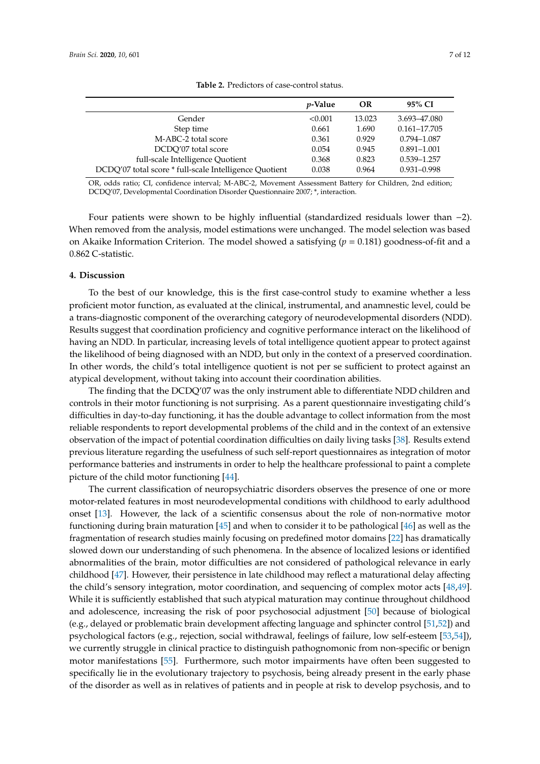**Table 2.** Predictors of case-control status.

| | *p*-Value | OR | 95% CI |
|---|---|---|---|
| Gender | <0.001 | 13.023 | 3.693–47.080 |
| Step time | 0.661 | 1.690 | 0.161–17.705 |
| M-ABC-2 total score | 0.361 | 0.929 | 0.794–1.087 |
| DCDQ'07 total score | 0.054 | 0.945 | 0.891–1.001 |
| full-scale Intelligence Quotient | 0.368 | 0.823 | 0.539–1.257 |
| DCDQ'07 total score * full-scale Intelligence Quotient | 0.038 | 0.964 | 0.931–0.998 |

OR, odds ratio; CI, confidence interval; M-ABC-2, Movement Assessment Battery for Children, 2nd edition; DCDQ'07, Developmental Coordination Disorder Questionnaire 2007; *, interaction.

Four patients were shown to be highly influential (standardized residuals lower than −2). When removed from the analysis, model estimations were unchanged. The model selection was based on Akaike Information Criterion. The model showed a satisfying ($p = 0.181$) goodness-of-fit and a 0.862 C-statistic.

## 4. Discussion

To the best of our knowledge, this is the first case-control study to examine whether a less proficient motor function, as evaluated at the clinical, instrumental, and anamnestic level, could be a trans-diagnostic component of the overarching category of neurodevelopmental disorders (NDD). Results suggest that coordination proficiency and cognitive performance interact on the likelihood of having an NDD. In particular, increasing levels of total intelligence quotient appear to protect against the likelihood of being diagnosed with an NDD, but only in the context of a preserved coordination. In other words, the child's total intelligence quotient is not per se sufficient to protect against an atypical development, without taking into account their coordination abilities.

The finding that the DCDQ'07 was the only instrument able to differentiate NDD children and controls in their motor functioning is not surprising. As a parent questionnaire investigating child's difficulties in day-to-day functioning, it has the double advantage to collect information from the most reliable respondents to report developmental problems of the child and in the context of an extensive observation of the impact of potential coordination difficulties on daily living tasks [38]. Results extend previous literature regarding the usefulness of such self-report questionnaires as integration of motor performance batteries and instruments in order to help the healthcare professional to paint a complete picture of the child motor functioning [44].

The current classification of neuropsychiatric disorders observes the presence of one or more motor-related features in most neurodevelopmental conditions with childhood to early adulthood onset [13]. However, the lack of a scientific consensus about the role of non-normative motor functioning during brain maturation [45] and when to consider it to be pathological [46] as well as the fragmentation of research studies mainly focusing on predefined motor domains [22] has dramatically slowed down our understanding of such phenomena. In the absence of localized lesions or identified abnormalities of the brain, motor difficulties are not considered of pathological relevance in early childhood [47]. However, their persistence in late childhood may reflect a maturational delay affecting the child's sensory integration, motor coordination, and sequencing of complex motor acts [48,49]. While it is sufficiently established that such atypical maturation may continue throughout childhood and adolescence, increasing the risk of poor psychosocial adjustment [50] because of biological (e.g., delayed or problematic brain development affecting language and sphincter control [51,52]) and psychological factors (e.g., rejection, social withdrawal, feelings of failure, low self-esteem [53,54]), we currently struggle in clinical practice to distinguish pathognomonic from non-specific or benign motor manifestations [55]. Furthermore, such motor impairments have often been suggested to specifically lie in the evolutionary trajectory to psychosis, being already present in the early phase of the disorder as well as in relatives of patients and in people at risk to develop psychosis, and to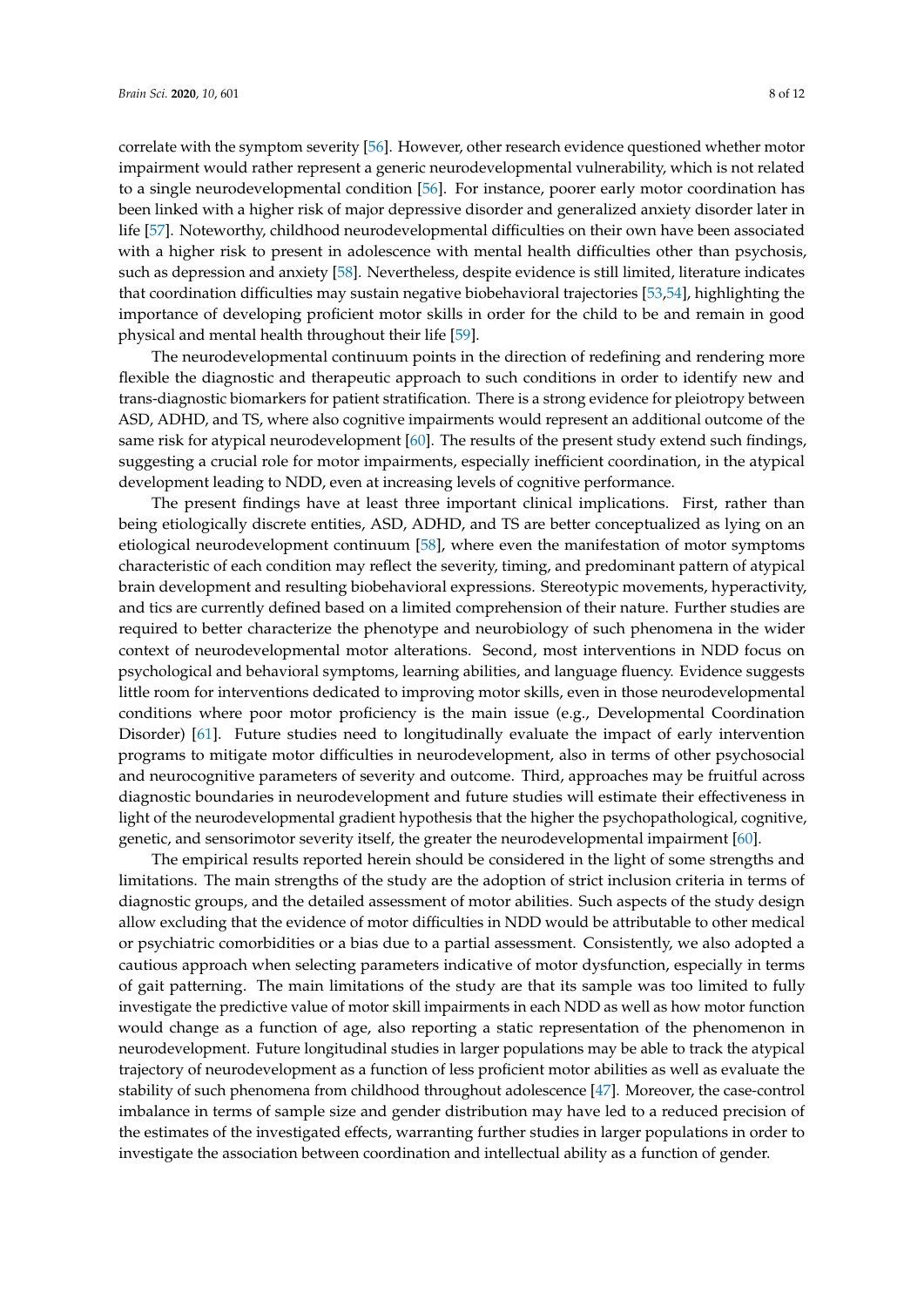correlate with the symptom severity [56]. However, other research evidence questioned whether motor impairment would rather represent a generic neurodevelopmental vulnerability, which is not related to a single neurodevelopmental condition [56]. For instance, poorer early motor coordination has been linked with a higher risk of major depressive disorder and generalized anxiety disorder later in life [57]. Noteworthy, childhood neurodevelopmental difficulties on their own have been associated with a higher risk to present in adolescence with mental health difficulties other than psychosis, such as depression and anxiety [58]. Nevertheless, despite evidence is still limited, literature indicates that coordination difficulties may sustain negative biobehavioral trajectories [53,54], highlighting the importance of developing proficient motor skills in order for the child to be and remain in good physical and mental health throughout their life [59].

The neurodevelopmental continuum points in the direction of redefining and rendering more flexible the diagnostic and therapeutic approach to such conditions in order to identify new and trans-diagnostic biomarkers for patient stratification. There is a strong evidence for pleiotropy between ASD, ADHD, and TS, where also cognitive impairments would represent an additional outcome of the same risk for atypical neurodevelopment [60]. The results of the present study extend such findings, suggesting a crucial role for motor impairments, especially inefficient coordination, in the atypical development leading to NDD, even at increasing levels of cognitive performance.

The present findings have at least three important clinical implications. First, rather than being etiologically discrete entities, ASD, ADHD, and TS are better conceptualized as lying on an etiological neurodevelopment continuum [58], where even the manifestation of motor symptoms characteristic of each condition may reflect the severity, timing, and predominant pattern of atypical brain development and resulting biobehavioral expressions. Stereotypic movements, hyperactivity, and tics are currently defined based on a limited comprehension of their nature. Further studies are required to better characterize the phenotype and neurobiology of such phenomena in the wider context of neurodevelopmental motor alterations. Second, most interventions in NDD focus on psychological and behavioral symptoms, learning abilities, and language fluency. Evidence suggests little room for interventions dedicated to improving motor skills, even in those neurodevelopmental conditions where poor motor proficiency is the main issue (e.g., Developmental Coordination Disorder) [61]. Future studies need to longitudinally evaluate the impact of early intervention programs to mitigate motor difficulties in neurodevelopment, also in terms of other psychosocial and neurocognitive parameters of severity and outcome. Third, approaches may be fruitful across diagnostic boundaries in neurodevelopment and future studies will estimate their effectiveness in light of the neurodevelopmental gradient hypothesis that the higher the psychopathological, cognitive, genetic, and sensorimotor severity itself, the greater the neurodevelopmental impairment [60].

The empirical results reported herein should be considered in the light of some strengths and limitations. The main strengths of the study are the adoption of strict inclusion criteria in terms of diagnostic groups, and the detailed assessment of motor abilities. Such aspects of the study design allow excluding that the evidence of motor difficulties in NDD would be attributable to other medical or psychiatric comorbidities or a bias due to a partial assessment. Consistently, we also adopted a cautious approach when selecting parameters indicative of motor dysfunction, especially in terms of gait patterning. The main limitations of the study are that its sample was too limited to fully investigate the predictive value of motor skill impairments in each NDD as well as how motor function would change as a function of age, also reporting a static representation of the phenomenon in neurodevelopment. Future longitudinal studies in larger populations may be able to track the atypical trajectory of neurodevelopment as a function of less proficient motor abilities as well as evaluate the stability of such phenomena from childhood throughout adolescence [47]. Moreover, the case-control imbalance in terms of sample size and gender distribution may have led to a reduced precision of the estimates of the investigated effects, warranting further studies in larger populations in order to investigate the association between coordination and intellectual ability as a function of gender.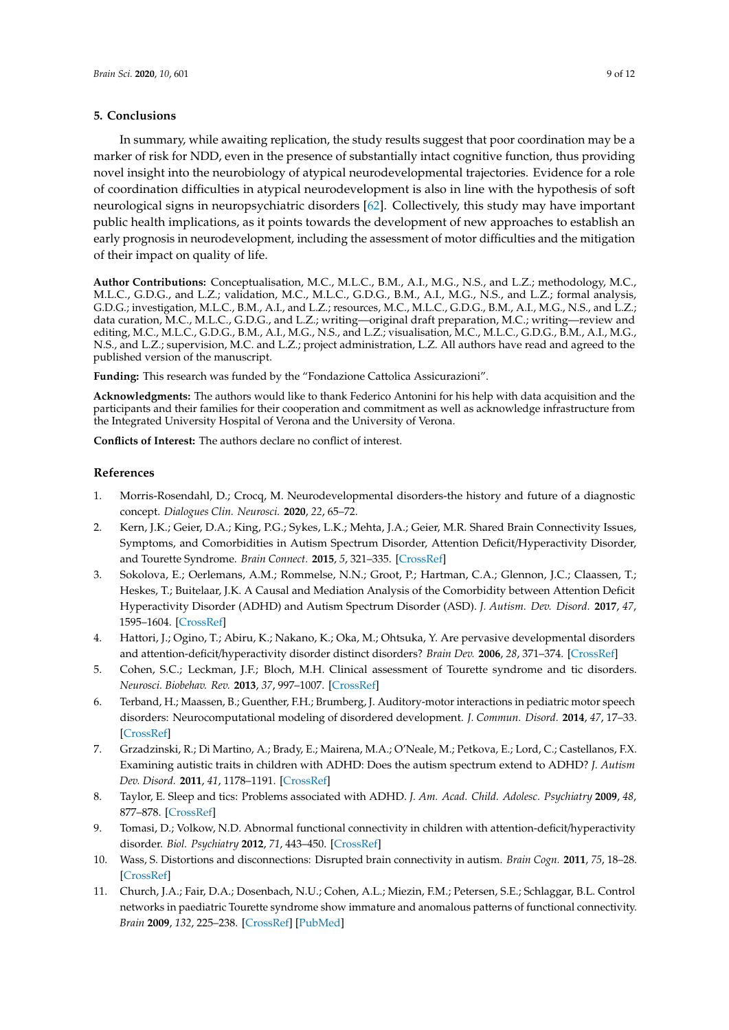## 5. Conclusions

In summary, while awaiting replication, the study results suggest that poor coordination may be a marker of risk for NDD, even in the presence of substantially intact cognitive function, thus providing novel insight into the neurobiology of atypical neurodevelopmental trajectories. Evidence for a role of coordination difficulties in atypical neurodevelopment is also in line with the hypothesis of soft neurological signs in neuropsychiatric disorders [62]. Collectively, this study may have important public health implications, as it points towards the development of new approaches to establish an early prognosis in neurodevelopment, including the assessment of motor difficulties and the mitigation of their impact on quality of life.

**Author Contributions:** Conceptualisation, M.C., M.L.C., B.M., A.I., M.G., N.S., and L.Z.; methodology, M.C., M.L.C., G.D.G., and L.Z.; validation, M.C., M.L.C., G.D.G., B.M., A.I., M.G., N.S., and L.Z.; formal analysis, G.D.G.; investigation, M.L.C., B.M., A.I., and L.Z.; resources, M.C., M.L.C., G.D.G., B.M., A.I., M.G., N.S., and L.Z.; data curation, M.C., M.L.C., G.D.G., and L.Z.; writing—original draft preparation, M.C.; writing—review and editing, M.C., M.L.C., G.D.G., B.M., A.I., M.G., N.S., and L.Z.; visualisation, M.C., M.L.C., G.D.G., B.M., A.I., M.G., N.S., and L.Z.; supervision, M.C. and L.Z.; project administration, L.Z. All authors have read and agreed to the published version of the manuscript.

**Funding:** This research was funded by the "Fondazione Cattolica Assicurazioni".

**Acknowledgments:** The authors would like to thank Federico Antonini for his help with data acquisition and the participants and their families for their cooperation and commitment as well as acknowledge infrastructure from the Integrated University Hospital of Verona and the University of Verona.

**Conflicts of Interest:** The authors declare no conflict of interest.

## References

1. Morris-Rosendahl, D.; Crocq, M. Neurodevelopmental disorders-the history and future of a diagnostic concept. *Dialogues Clin. Neurosci.* **2020**, *22*, 65–72.
2. Kern, J.K.; Geier, D.A.; King, P.G.; Sykes, L.K.; Mehta, J.A.; Geier, M.R. Shared Brain Connectivity Issues, Symptoms, and Comorbidities in Autism Spectrum Disorder, Attention Deficit/Hyperactivity Disorder, and Tourette Syndrome. *Brain Connect.* **2015**, *5*, 321–335. [CrossRef]
3. Sokolova, E.; Oerlemans, A.M.; Rommelse, N.N.; Groot, P.; Hartman, C.A.; Glennon, J.C.; Claassen, T.; Heskes, T.; Buitelaar, J.K. A Causal and Mediation Analysis of the Comorbidity between Attention Deficit Hyperactivity Disorder (ADHD) and Autism Spectrum Disorder (ASD). *J. Autism. Dev. Disord.* **2017**, *47*, 1595–1604. [CrossRef]
4. Hattori, J.; Ogino, T.; Abiru, K.; Nakano, K.; Oka, M.; Ohtsuka, Y. Are pervasive developmental disorders and attention-deficit/hyperactivity disorder distinct disorders? *Brain Dev.* **2006**, *28*, 371–374. [CrossRef]
5. Cohen, S.C.; Leckman, J.F.; Bloch, M.H. Clinical assessment of Tourette syndrome and tic disorders. *Neurosci. Biobehav. Rev.* **2013**, *37*, 997–1007. [CrossRef]
6. Terband, H.; Maassen, B.; Guenther, F.H.; Brumberg, J. Auditory-motor interactions in pediatric motor speech disorders: Neurocomputational modeling of disordered development. *J. Commun. Disord.* **2014**, *47*, 17–33. [CrossRef]
7. Grzadzinski, R.; Di Martino, A.; Brady, E.; Mairena, M.A.; O'Neale, M.; Petkova, E.; Lord, C.; Castellanos, F.X. Examining autistic traits in children with ADHD: Does the autism spectrum extend to ADHD? *J. Autism Dev. Disord.* **2011**, *41*, 1178–1191. [CrossRef]
8. Taylor, E. Sleep and tics: Problems associated with ADHD. *J. Am. Acad. Child. Adolesc. Psychiatry* **2009**, *48*, 877–878. [CrossRef]
9. Tomasi, D.; Volkow, N.D. Abnormal functional connectivity in children with attention-deficit/hyperactivity disorder. *Biol. Psychiatry* **2012**, *71*, 443–450. [CrossRef]
10. Wass, S. Distortions and disconnections: Disrupted brain connectivity in autism. *Brain Cogn.* **2011**, *75*, 18–28. [CrossRef]
11. Church, J.A.; Fair, D.A.; Dosenbach, N.U.; Cohen, A.L.; Miezin, F.M.; Petersen, S.E.; Schlaggar, B.L. Control networks in paediatric Tourette syndrome show immature and anomalous patterns of functional connectivity. *Brain* **2009**, *132*, 225–238. [CrossRef] [PubMed]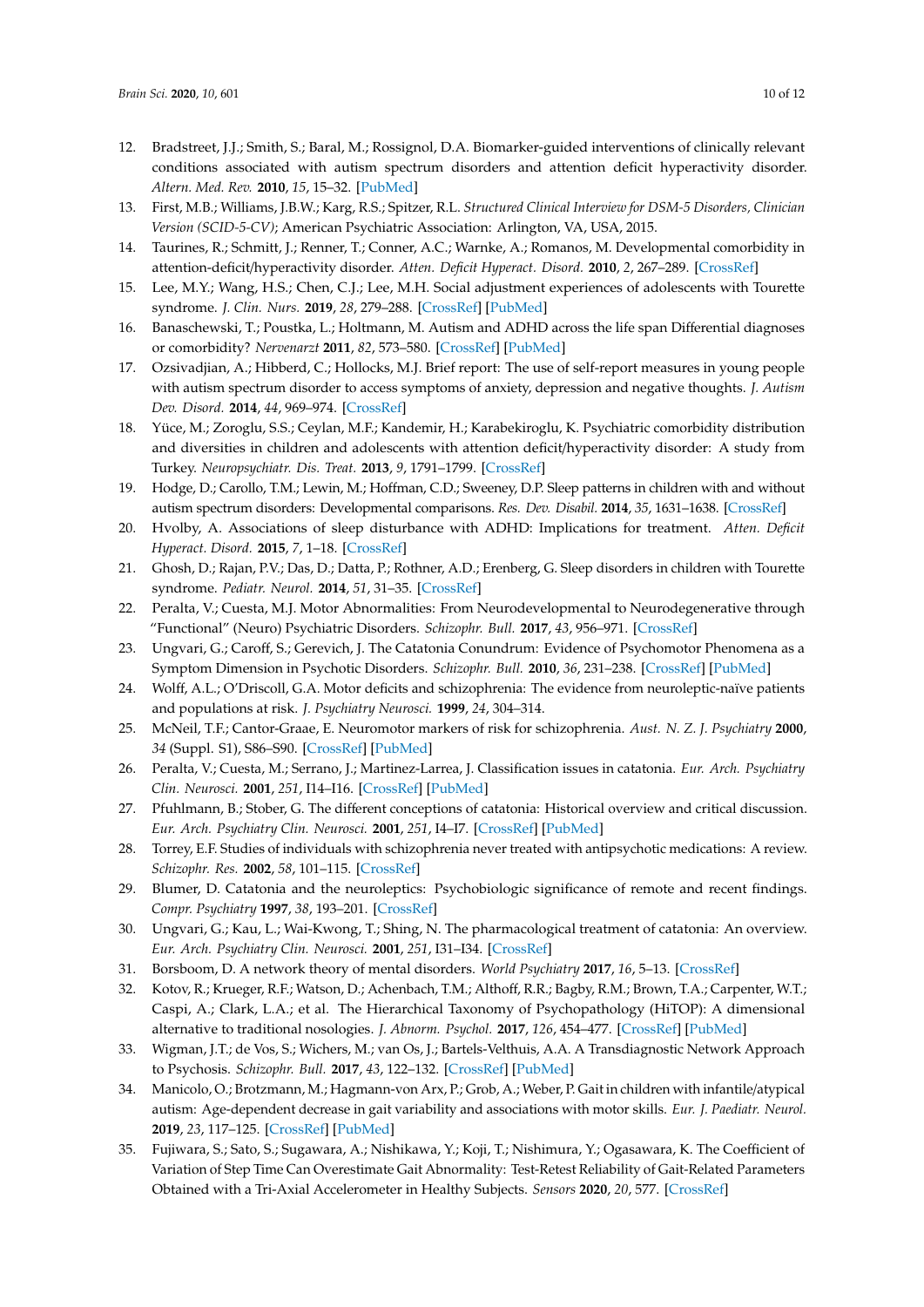12. Bradstreet, J.J.; Smith, S.; Baral, M.; Rossignol, D.A. Biomarker-guided interventions of clinically relevant conditions associated with autism spectrum disorders and attention deficit hyperactivity disorder. *Altern. Med. Rev.* **2010**, *15*, 15–32. [PubMed]
13. First, M.B.; Williams, J.B.W.; Karg, R.S.; Spitzer, R.L. *Structured Clinical Interview for DSM-5 Disorders, Clinician Version (SCID-5-CV)*; American Psychiatric Association: Arlington, VA, USA, 2015.
14. Taurines, R.; Schmitt, J.; Renner, T.; Conner, A.C.; Warnke, A.; Romanos, M. Developmental comorbidity in attention-deficit/hyperactivity disorder. *Atten. Deficit Hyperact. Disord.* **2010**, *2*, 267–289. [CrossRef]
15. Lee, M.Y.; Wang, H.S.; Chen, C.J.; Lee, M.H. Social adjustment experiences of adolescents with Tourette syndrome. *J. Clin. Nurs.* **2019**, *28*, 279–288. [CrossRef] [PubMed]
16. Banaschewski, T.; Poustka, L.; Holtmann, M. Autism and ADHD across the life span Differential diagnoses or comorbidity? *Nervenarzt* **2011**, *82*, 573–580. [CrossRef] [PubMed]
17. Ozsivadjian, A.; Hibberd, C.; Hollocks, M.J. Brief report: The use of self-report measures in young people with autism spectrum disorder to access symptoms of anxiety, depression and negative thoughts. *J. Autism Dev. Disord.* **2014**, *44*, 969–974. [CrossRef]
18. Yüce, M.; Zoroglu, S.S.; Ceylan, M.F.; Kandemir, H.; Karabekiroglu, K. Psychiatric comorbidity distribution and diversities in children and adolescents with attention deficit/hyperactivity disorder: A study from Turkey. *Neuropsychiatr. Dis. Treat.* **2013**, *9*, 1791–1799. [CrossRef]
19. Hodge, D.; Carollo, T.M.; Lewin, M.; Hoffman, C.D.; Sweeney, D.P. Sleep patterns in children with and without autism spectrum disorders: Developmental comparisons. *Res. Dev. Disabil.* **2014**, *35*, 1631–1638. [CrossRef]
20. Hvolby, A. Associations of sleep disturbance with ADHD: Implications for treatment. *Atten. Deficit Hyperact. Disord.* **2015**, *7*, 1–18. [CrossRef]
21. Ghosh, D.; Rajan, P.V.; Das, D.; Datta, P.; Rothner, A.D.; Erenberg, G. Sleep disorders in children with Tourette syndrome. *Pediatr. Neurol.* **2014**, *51*, 31–35. [CrossRef]
22. Peralta, V.; Cuesta, M.J. Motor Abnormalities: From Neurodevelopmental to Neurodegenerative through "Functional" (Neuro) Psychiatric Disorders. *Schizophr. Bull.* **2017**, *43*, 956–971. [CrossRef]
23. Ungvari, G.; Caroff, S.; Gerevich, J. The Catatonia Conundrum: Evidence of Psychomotor Phenomena as a Symptom Dimension in Psychotic Disorders. *Schizophr. Bull.* **2010**, *36*, 231–238. [CrossRef] [PubMed]
24. Wolff, A.L.; O'Driscoll, G.A. Motor deficits and schizophrenia: The evidence from neuroleptic-naïve patients and populations at risk. *J. Psychiatry Neurosci.* **1999**, *24*, 304–314.
25. McNeil, T.F.; Cantor-Graae, E. Neuromotor markers of risk for schizophrenia. *Aust. N. Z. J. Psychiatry* **2000**, *34* (Suppl. S1), S86–S90. [CrossRef] [PubMed]
26. Peralta, V.; Cuesta, M.; Serrano, J.; Martinez-Larrea, J. Classification issues in catatonia. *Eur. Arch. Psychiatry Clin. Neurosci.* **2001**, *251*, I14–I16. [CrossRef] [PubMed]
27. Pfuhlmann, B.; Stober, G. The different conceptions of catatonia: Historical overview and critical discussion. *Eur. Arch. Psychiatry Clin. Neurosci.* **2001**, *251*, I4–I7. [CrossRef] [PubMed]
28. Torrey, E.F. Studies of individuals with schizophrenia never treated with antipsychotic medications: A review. *Schizophr. Res.* **2002**, *58*, 101–115. [CrossRef]
29. Blumer, D. Catatonia and the neuroleptics: Psychobiologic significance of remote and recent findings. *Compr. Psychiatry* **1997**, *38*, 193–201. [CrossRef]
30. Ungvari, G.; Kau, L.; Wai-Kwong, T.; Shing, N. The pharmacological treatment of catatonia: An overview. *Eur. Arch. Psychiatry Clin. Neurosci.* **2001**, *251*, I31–I34. [CrossRef]
31. Borsboom, D. A network theory of mental disorders. *World Psychiatry* **2017**, *16*, 5–13. [CrossRef]
32. Kotov, R.; Krueger, R.F.; Watson, D.; Achenbach, T.M.; Althoff, R.R.; Bagby, R.M.; Brown, T.A.; Carpenter, W.T.; Caspi, A.; Clark, L.A.; et al. The Hierarchical Taxonomy of Psychopathology (HiTOP): A dimensional alternative to traditional nosologies. *J. Abnorm. Psychol.* **2017**, *126*, 454–477. [CrossRef] [PubMed]
33. Wigman, J.T.; de Vos, S.; Wichers, M.; van Os, J.; Bartels-Velthuis, A.A. A Transdiagnostic Network Approach to Psychosis. *Schizophr. Bull.* **2017**, *43*, 122–132. [CrossRef] [PubMed]
34. Manicolo, O.; Brotzmann, M.; Hagmann-von Arx, P.; Grob, A.; Weber, P. Gait in children with infantile/atypical autism: Age-dependent decrease in gait variability and associations with motor skills. *Eur. J. Paediatr. Neurol.* **2019**, *23*, 117–125. [CrossRef] [PubMed]
35. Fujiwara, S.; Sato, S.; Sugawara, A.; Nishikawa, Y.; Koji, T.; Nishimura, Y.; Ogasawara, K. The Coefficient of Variation of Step Time Can Overestimate Gait Abnormality: Test-Retest Reliability of Gait-Related Parameters Obtained with a Tri-Axial Accelerometer in Healthy Subjects. *Sensors* **2020**, *20*, 577. [CrossRef]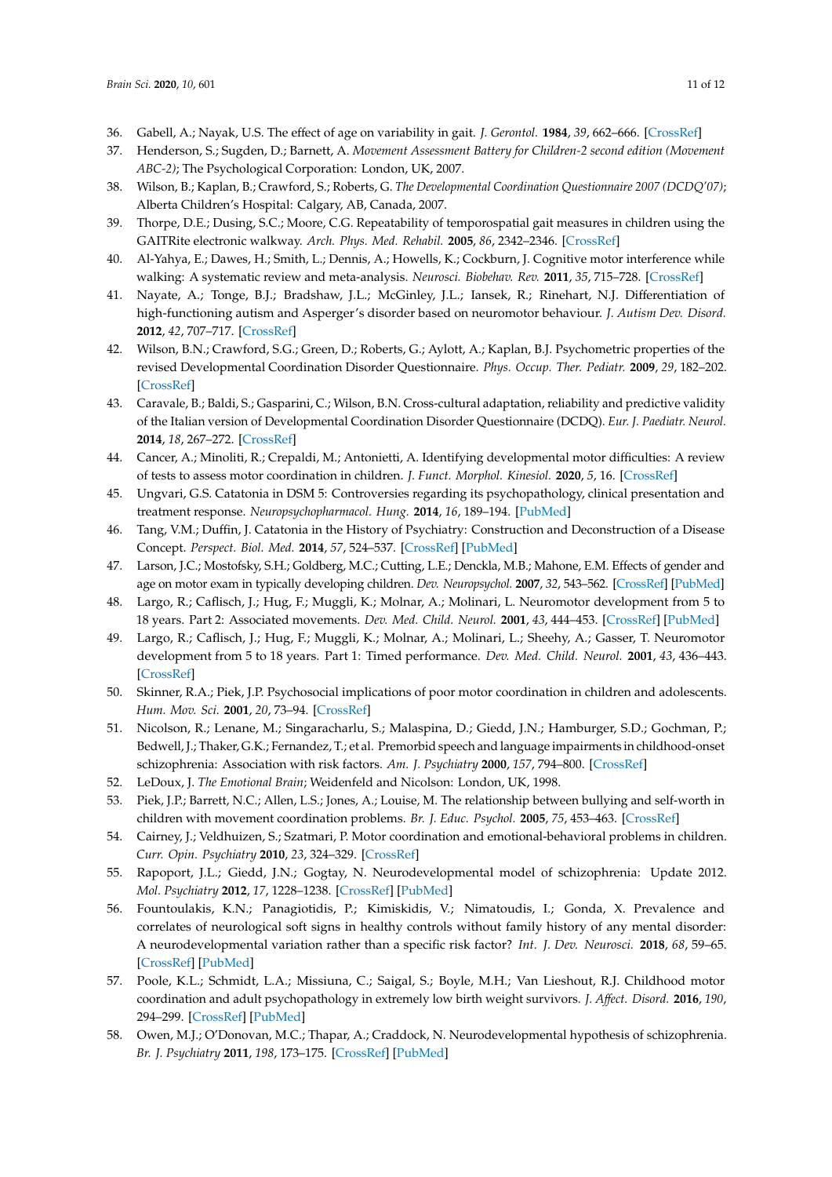36. Gabell, A.; Nayak, U.S. The effect of age on variability in gait. *J. Gerontol.* **1984**, *39*, 662–666. [CrossRef]
37. Henderson, S.; Sugden, D.; Barnett, A. *Movement Assessment Battery for Children-2 second edition (Movement ABC-2)*; The Psychological Corporation: London, UK, 2007.
38. Wilson, B.; Kaplan, B.; Crawford, S.; Roberts, G. *The Developmental Coordination Questionnaire 2007 (DCDQ'07)*; Alberta Children's Hospital: Calgary, AB, Canada, 2007.
39. Thorpe, D.E.; Dusing, S.C.; Moore, C.G. Repeatability of temporospatial gait measures in children using the GAITRite electronic walkway. *Arch. Phys. Med. Rehabil.* **2005**, *86*, 2342–2346. [CrossRef]
40. Al-Yahya, E.; Dawes, H.; Smith, L.; Dennis, A.; Howells, K.; Cockburn, J. Cognitive motor interference while walking: A systematic review and meta-analysis. *Neurosci. Biobehav. Rev.* **2011**, *35*, 715–728. [CrossRef]
41. Nayate, A.; Tonge, B.J.; Bradshaw, J.L.; McGinley, J.L.; Iansek, R.; Rinehart, N.J. Differentiation of high-functioning autism and Asperger's disorder based on neuromotor behaviour. *J. Autism Dev. Disord.* **2012**, *42*, 707–717. [CrossRef]
42. Wilson, B.N.; Crawford, S.G.; Green, D.; Roberts, G.; Aylott, A.; Kaplan, B.J. Psychometric properties of the revised Developmental Coordination Disorder Questionnaire. *Phys. Occup. Ther. Pediatr.* **2009**, *29*, 182–202. [CrossRef]
43. Caravale, B.; Baldi, S.; Gasparini, C.; Wilson, B.N. Cross-cultural adaptation, reliability and predictive validity of the Italian version of Developmental Coordination Disorder Questionnaire (DCDQ). *Eur. J. Paediatr. Neurol.* **2014**, *18*, 267–272. [CrossRef]
44. Cancer, A.; Minoliti, R.; Crepaldi, M.; Antonietti, A. Identifying developmental motor difficulties: A review of tests to assess motor coordination in children. *J. Funct. Morphol. Kinesiol.* **2020**, *5*, 16. [CrossRef]
45. Ungvari, G.S. Catatonia in DSM 5: Controversies regarding its psychopathology, clinical presentation and treatment response. *Neuropsychopharmacol. Hung.* **2014**, *16*, 189–194. [PubMed]
46. Tang, V.M.; Duffin, J. Catatonia in the History of Psychiatry: Construction and Deconstruction of a Disease Concept. *Perspect. Biol. Med.* **2014**, *57*, 524–537. [CrossRef] [PubMed]
47. Larson, J.C.; Mostofsky, S.H.; Goldberg, M.C.; Cutting, L.E.; Denckla, M.B.; Mahone, E.M. Effects of gender and age on motor exam in typically developing children. *Dev. Neuropsychol.* **2007**, *32*, 543–562. [CrossRef] [PubMed]
48. Largo, R.; Caflisch, J.; Hug, F.; Muggli, K.; Molnar, A.; Molinari, L. Neuromotor development from 5 to 18 years. Part 2: Associated movements. *Dev. Med. Child. Neurol.* **2001**, *43*, 444–453. [CrossRef] [PubMed]
49. Largo, R.; Caflisch, J.; Hug, F.; Muggli, K.; Molnar, A.; Molinari, L.; Sheehy, A.; Gasser, T. Neuromotor development from 5 to 18 years. Part 1: Timed performance. *Dev. Med. Child. Neurol.* **2001**, *43*, 436–443. [CrossRef]
50. Skinner, R.A.; Piek, J.P. Psychosocial implications of poor motor coordination in children and adolescents. *Hum. Mov. Sci.* **2001**, *20*, 73–94. [CrossRef]
51. Nicolson, R.; Lenane, M.; Singaracharlu, S.; Malaspina, D.; Giedd, J.N.; Hamburger, S.D.; Gochman, P.; Bedwell, J.; Thaker, G.K.; Fernandez, T.; et al. Premorbid speech and language impairments in childhood-onset schizophrenia: Association with risk factors. *Am. J. Psychiatry* **2000**, *157*, 794–800. [CrossRef]
52. LeDoux, J. *The Emotional Brain*; Weidenfeld and Nicolson: London, UK, 1998.
53. Piek, J.P.; Barrett, N.C.; Allen, L.S.; Jones, A.; Louise, M. The relationship between bullying and self-worth in children with movement coordination problems. *Br. J. Educ. Psychol.* **2005**, *75*, 453–463. [CrossRef]
54. Cairney, J.; Veldhuizen, S.; Szatmari, P. Motor coordination and emotional-behavioral problems in children. *Curr. Opin. Psychiatry* **2010**, *23*, 324–329. [CrossRef]
55. Rapoport, J.L.; Giedd, J.N.; Gogtay, N. Neurodevelopmental model of schizophrenia: Update 2012. *Mol. Psychiatry* **2012**, *17*, 1228–1238. [CrossRef] [PubMed]
56. Fountoulakis, K.N.; Panagiotidis, P.; Kimiskidis, V.; Nimatoudis, I.; Gonda, X. Prevalence and correlates of neurological soft signs in healthy controls without family history of any mental disorder: A neurodevelopmental variation rather than a specific risk factor? *Int. J. Dev. Neurosci.* **2018**, *68*, 59–65. [CrossRef] [PubMed]
57. Poole, K.L.; Schmidt, L.A.; Missiuna, C.; Saigal, S.; Boyle, M.H.; Van Lieshout, R.J. Childhood motor coordination and adult psychopathology in extremely low birth weight survivors. *J. Affect. Disord.* **2016**, *190*, 294–299. [CrossRef] [PubMed]
58. Owen, M.J.; O'Donovan, M.C.; Thapar, A.; Craddock, N. Neurodevelopmental hypothesis of schizophrenia. *Br. J. Psychiatry* **2011**, *198*, 173–175. [CrossRef] [PubMed]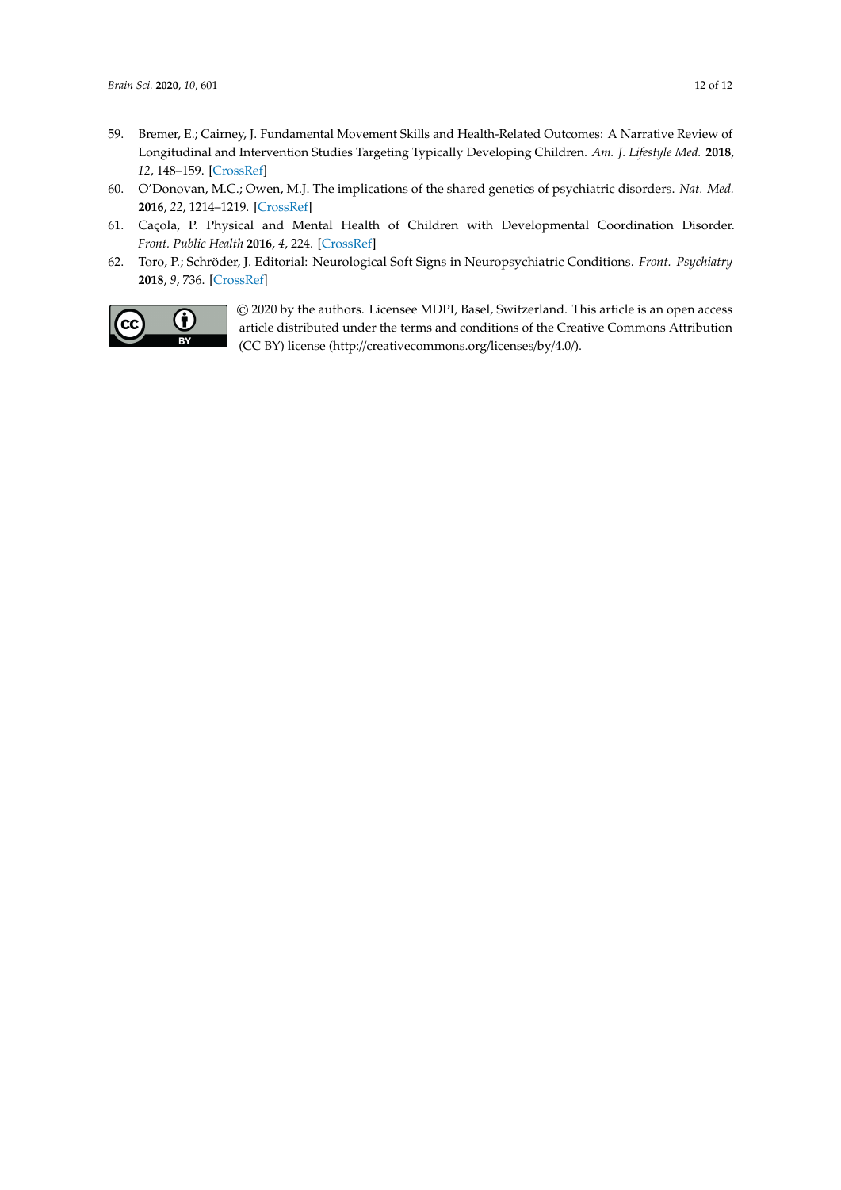59. Bremer, E.; Cairney, J. Fundamental Movement Skills and Health-Related Outcomes: A Narrative Review of Longitudinal and Intervention Studies Targeting Typically Developing Children. *Am. J. Lifestyle Med.* **2018**, *12*, 148–159. [CrossRef]
60. O'Donovan, M.C.; Owen, M.J. The implications of the shared genetics of psychiatric disorders. *Nat. Med.* **2016**, *22*, 1214–1219. [CrossRef]
61. Caçola, P. Physical and Mental Health of Children with Developmental Coordination Disorder. *Front. Public Health* **2016**, *4*, 224. [CrossRef]
62. Toro, P.; Schröder, J. Editorial: Neurological Soft Signs in Neuropsychiatric Conditions. *Front. Psychiatry* **2018**, *9*, 736. [CrossRef]

© 2020 by the authors. Licensee MDPI, Basel, Switzerland. This article is an open access article distributed under the terms and conditions of the Creative Commons Attribution (CC BY) license (http://creativecommons.org/licenses/by/4.0/).